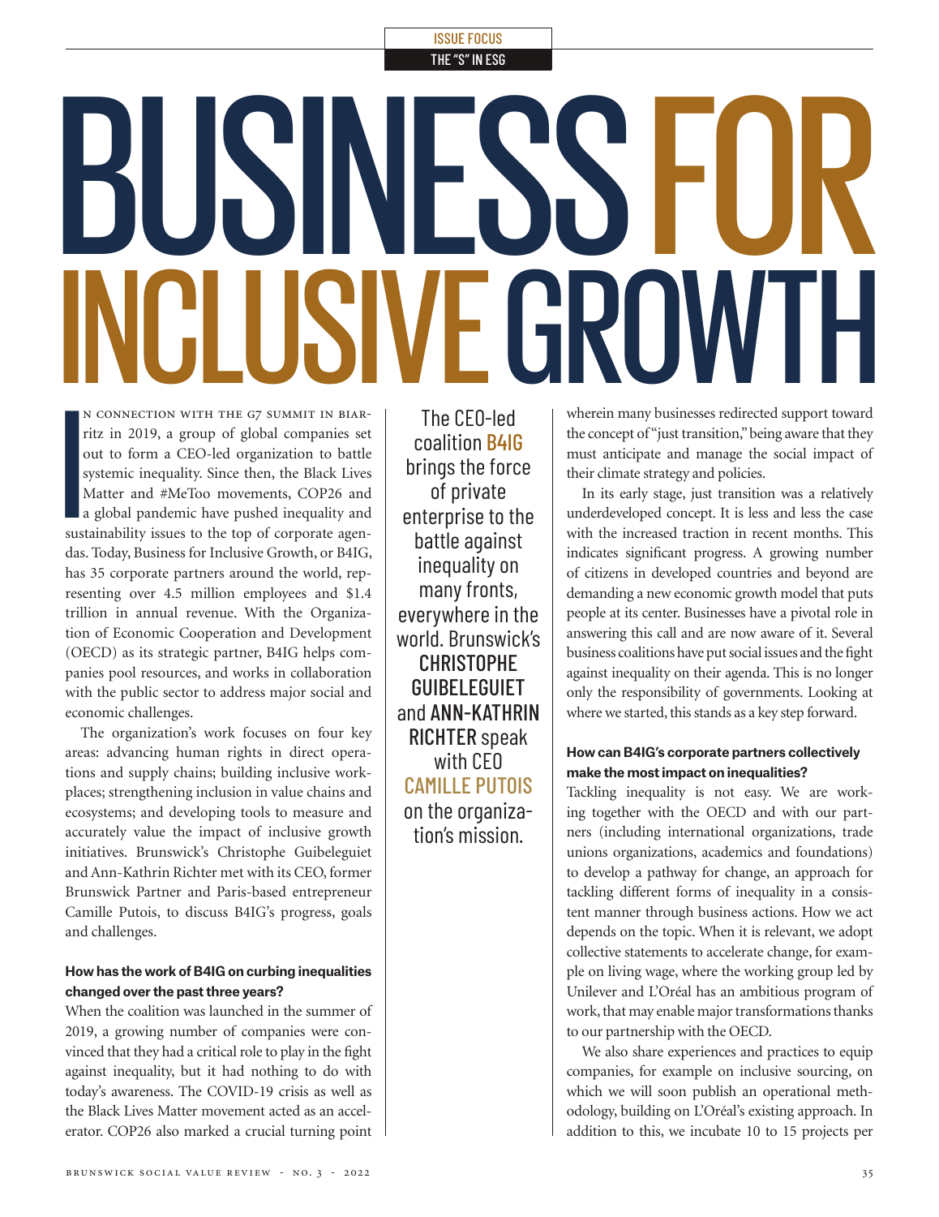ISSUE FOCUS

THE "S" IN ESG

# BUSINESS FOR INCLUSIVE GROWTH

The CEO-led coalition B4IG brings the force of private enterprise to the battle against inequality on many fronts, everywhere in the world. Brunswick's CHRISTOPHE GUIBELEGUIET and ANN-KATHRIN RICHTER speak with CEO CAMILLE PUTOIS on the organization's mission.

In connection with the G7 summit in Biarritz in 2019, a group of global companies set out to form a CEO-led organization to battle systemic inequality. Since then, the Black Lives Matter and #MeToo movements, COP26 and a global pandemic have pushed inequality and sustainability issues to the top of corporate agendas. Today, Business for Inclusive Growth, or B4IG, has 35 corporate partners around the world, representing over 4.5 million employees and $1.4 trillion in annual revenue. With the Organization of Economic Cooperation and Development (OECD) as its strategic partner, B4IG helps companies pool resources, and works in collaboration with the public sector to address major social and economic challenges.

The organization's work focuses on four key areas: advancing human rights in direct operations and supply chains; building inclusive workplaces; strengthening inclusion in value chains and ecosystems; and developing tools to measure and accurately value the impact of inclusive growth initiatives. Brunswick's Christophe Guibeleguiet and Ann-Kathrin Richter met with its CEO, former Brunswick Partner and Paris-based entrepreneur Camille Putois, to discuss B4IG's progress, goals and challenges.

**How has the work of B4IG on curbing inequalities changed over the past three years?**

When the coalition was launched in the summer of 2019, a growing number of companies were convinced that they had a critical role to play in the fight against inequality, but it had nothing to do with today's awareness. The COVID-19 crisis as well as the Black Lives Matter movement acted as an accelerator. COP26 also marked a crucial turning point wherein many businesses redirected support toward the concept of "just transition," being aware that they must anticipate and manage the social impact of their climate strategy and policies.

In its early stage, just transition was a relatively underdeveloped concept. It is less and less the case with the increased traction in recent months. This indicates significant progress. A growing number of citizens in developed countries and beyond are demanding a new economic growth model that puts people at its center. Businesses have a pivotal role in answering this call and are now aware of it. Several business coalitions have put social issues and the fight against inequality on their agenda. This is no longer only the responsibility of governments. Looking at where we started, this stands as a key step forward.

**How can B4IG's corporate partners collectively make the most impact on inequalities?**

Tackling inequality is not easy. We are working together with the OECD and with our partners (including international organizations, trade unions organizations, academics and foundations) to develop a pathway for change, an approach for tackling different forms of inequality in a consistent manner through business actions. How we act depends on the topic. When it is relevant, we adopt collective statements to accelerate change, for example on living wage, where the working group led by Unilever and L'Oréal has an ambitious program of work, that may enable major transformations thanks to our partnership with the OECD.

We also share experiences and practices to equip companies, for example on inclusive sourcing, on which we will soon publish an operational methodology, building on L'Oréal's existing approach. In addition to this, we incubate 10 to 15 projects per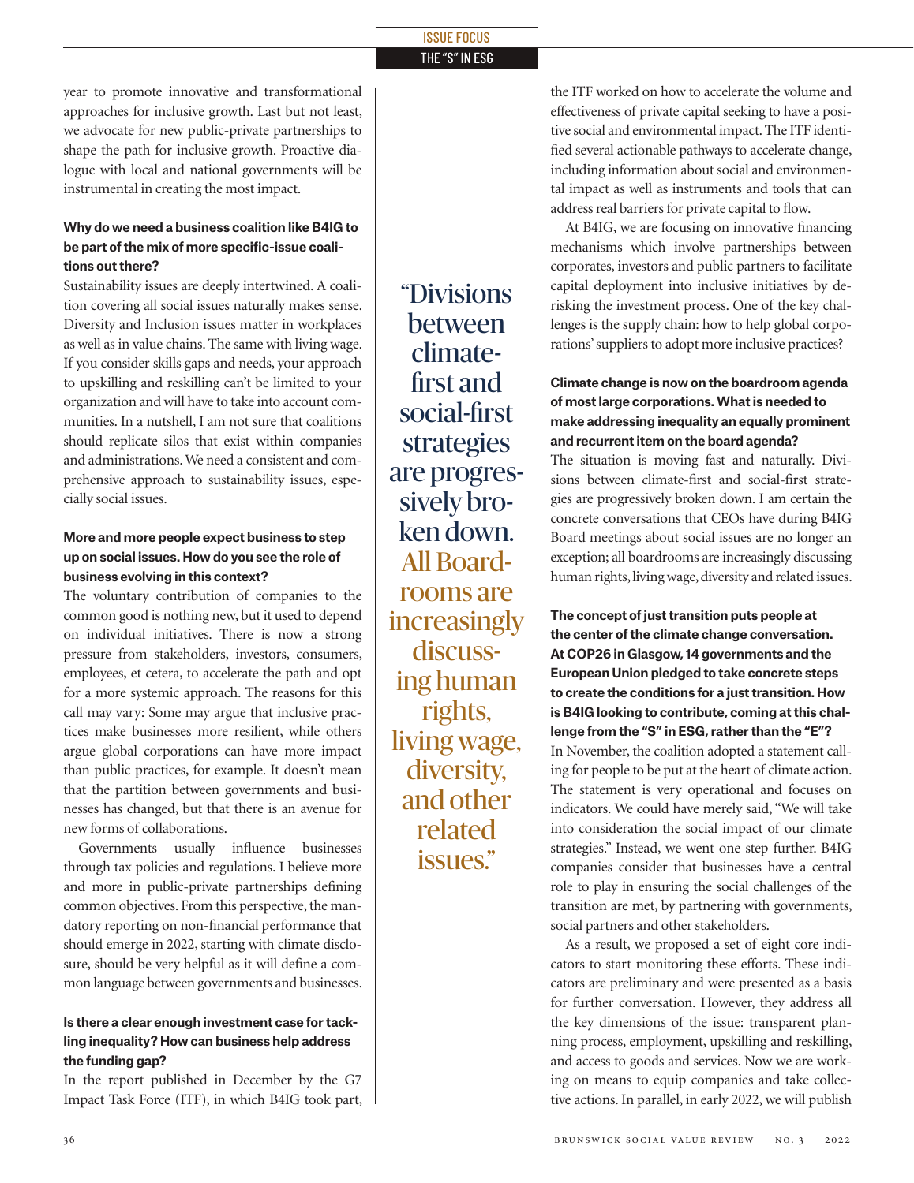year to promote innovative and transformational approaches for inclusive growth. Last but not least, we advocate for new public-private partnerships to shape the path for inclusive growth. Proactive dialogue with local and national governments will be instrumental in creating the most impact.

**Why do we need a business coalition like B4IG to be part of the mix of more specific-issue coalitions out there?**

Sustainability issues are deeply intertwined. A coalition covering all social issues naturally makes sense. Diversity and Inclusion issues matter in workplaces as well as in value chains. The same with living wage. If you consider skills gaps and needs, your approach to upskilling and reskilling can't be limited to your organization and will have to take into account communities. In a nutshell, I am not sure that coalitions should replicate silos that exist within companies and administrations. We need a consistent and comprehensive approach to sustainability issues, especially social issues.

**More and more people expect business to step up on social issues. How do you see the role of business evolving in this context?**

The voluntary contribution of companies to the common good is nothing new, but it used to depend on individual initiatives. There is now a strong pressure from stakeholders, investors, consumers, employees, et cetera, to accelerate the path and opt for a more systemic approach. The reasons for this call may vary: Some may argue that inclusive practices make businesses more resilient, while others argue global corporations can have more impact than public practices, for example. It doesn't mean that the partition between governments and businesses has changed, but that there is an avenue for new forms of collaborations.

Governments usually influence businesses through tax policies and regulations. I believe more and more in public-private partnerships defining common objectives. From this perspective, the mandatory reporting on non-financial performance that should emerge in 2022, starting with climate disclosure, should be very helpful as it will define a common language between governments and businesses.

**Is there a clear enough investment case for tackling inequality? How can business help address the funding gap?**

In the report published in December by the G7 Impact Task Force (ITF), in which B4IG took part, the ITF worked on how to accelerate the volume and effectiveness of private capital seeking to have a positive social and environmental impact. The ITF identified several actionable pathways to accelerate change, including information about social and environmental impact as well as instruments and tools that can address real barriers for private capital to flow.

At B4IG, we are focusing on innovative financing mechanisms which involve partnerships between corporates, investors and public partners to facilitate capital deployment into inclusive initiatives by derisking the investment process. One of the key challenges is the supply chain: how to help global corporations' suppliers to adopt more inclusive practices?

> "Divisions between climate-first and social-first strategies are progressively broken down. All Boardrooms are increasingly discussing human rights, living wage, diversity, and other related issues."

**Climate change is now on the boardroom agenda of most large corporations. What is needed to make addressing inequality an equally prominent and recurrent item on the board agenda?**

The situation is moving fast and naturally. Divisions between climate-first and social-first strategies are progressively broken down. I am certain the concrete conversations that CEOs have during B4IG Board meetings about social issues are no longer an exception; all boardrooms are increasingly discussing human rights, living wage, diversity and related issues.

**The concept of just transition puts people at the center of the climate change conversation. At COP26 in Glasgow, 14 governments and the European Union pledged to take concrete steps to create the conditions for a just transition. How is B4IG looking to contribute, coming at this challenge from the "S" in ESG, rather than the "E"?**

In November, the coalition adopted a statement calling for people to be put at the heart of climate action. The statement is very operational and focuses on indicators. We could have merely said, "We will take into consideration the social impact of our climate strategies." Instead, we went one step further. B4IG companies consider that businesses have a central role to play in ensuring the social challenges of the transition are met, by partnering with governments, social partners and other stakeholders.

As a result, we proposed a set of eight core indicators to start monitoring these efforts. These indicators are preliminary and were presented as a basis for further conversation. However, they address all the key dimensions of the issue: transparent planning process, employment, upskilling and reskilling, and access to goods and services. Now we are working on means to equip companies and take collective actions. In parallel, in early 2022, we will publish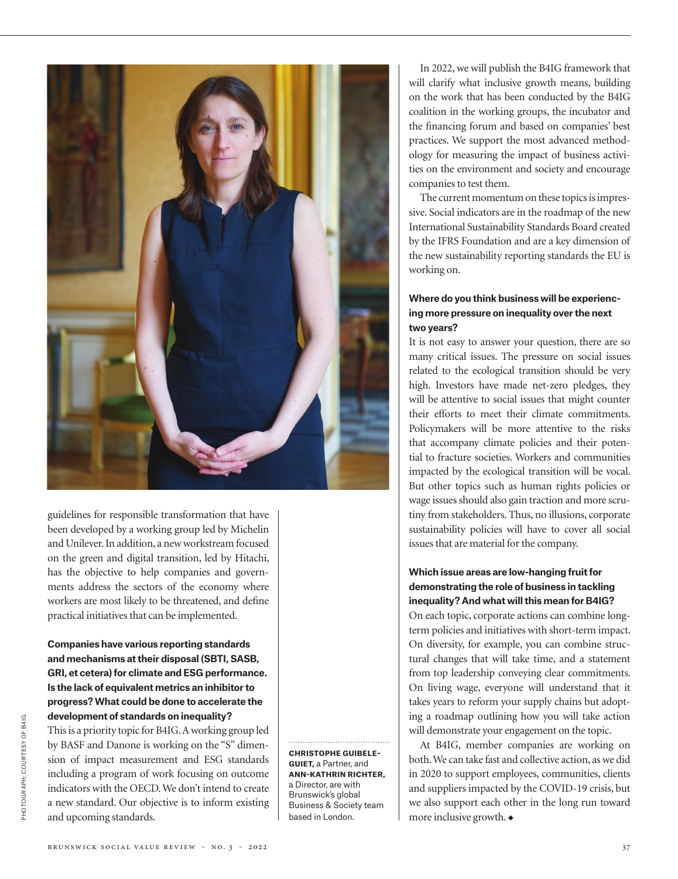guidelines for responsible transformation that have been developed by a working group led by Michelin and Unilever. In addition, a new workstream focused on the green and digital transition, led by Hitachi, has the objective to help companies and governments address the sectors of the economy where workers are most likely to be threatened, and define practical initiatives that can be implemented.

**Companies have various reporting standards and mechanisms at their disposal (SBTI, SASB, GRI, et cetera) for climate and ESG performance. Is the lack of equivalent metrics an inhibitor to progress? What could be done to accelerate the development of standards on inequality?**

This is a priority topic for B4IG. A working group led by BASF and Danone is working on the "S" dimension of impact measurement and ESG standards including a program of work focusing on outcome indicators with the OECD. We don't intend to create a new standard. Our objective is to inform existing and upcoming standards.

In 2022, we will publish the B4IG framework that will clarify what inclusive growth means, building on the work that has been conducted by the B4IG coalition in the working groups, the incubator and the financing forum and based on companies' best practices. We support the most advanced methodology for measuring the impact of business activities on the environment and society and encourage companies to test them.

The current momentum on these topics is impressive. Social indicators are in the roadmap of the new International Sustainability Standards Board created by the IFRS Foundation and are a key dimension of the new sustainability reporting standards the EU is working on.

**Where do you think business will be experiencing more pressure on inequality over the next two years?**

It is not easy to answer your question, there are so many critical issues. The pressure on social issues related to the ecological transition should be very high. Investors have made net-zero pledges, they will be attentive to social issues that might counter their efforts to meet their climate commitments. Policymakers will be more attentive to the risks that accompany climate policies and their potential to fracture societies. Workers and communities impacted by the ecological transition will be vocal. But other topics such as human rights policies or wage issues should also gain traction and more scrutiny from stakeholders. Thus, no illusions, corporate sustainability policies will have to cover all social issues that are material for the company.

**Which issue areas are low-hanging fruit for demonstrating the role of business in tackling inequality? And what will this mean for B4IG?**

On each topic, corporate actions can combine long-term policies and initiatives with short-term impact. On diversity, for example, you can combine structural changes that will take time, and a statement from top leadership conveying clear commitments. On living wage, everyone will understand that it takes years to reform your supply chains but adopting a roadmap outlining how you will take action will demonstrate your engagement on the topic.

At B4IG, member companies are working on both. We can take fast and collective action, as we did in 2020 to support employees, communities, clients and suppliers impacted by the COVID-19 crisis, but we also support each other in the long run toward more inclusive growth. ◆

**CHRISTOPHE GUIBELE-GUIET,** a Partner, and **ANN-KATHRIN RICHTER,** a Director, are with Brunswick's global Business & Society team based in London.

PHOTOGRAPH: COURTESY OF B4IG